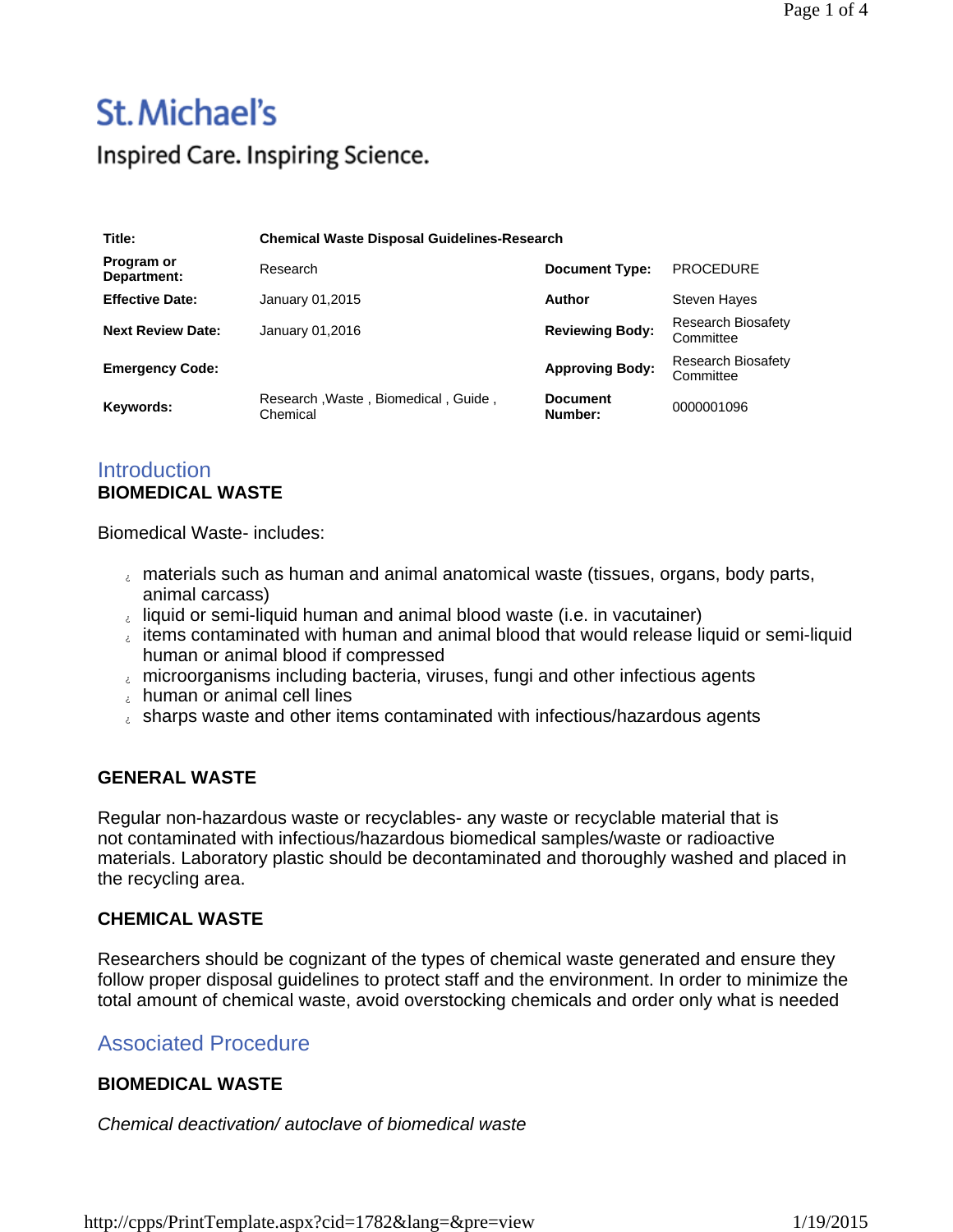St. Michael's

Inspired Care. Inspiring Science.

| Title: | Chemical Waste Disposal Guidelines-Research | | |
|---|---|---|---|
| Program or Department: | Research | Document Type: | PROCEDURE |
| Effective Date: | January 01,2015 | Author | Steven Hayes |
| Next Review Date: | January 01,2016 | Reviewing Body: | Research Biosafety Committee |
| Emergency Code: | | Approving Body: | Research Biosafety Committee |
| Keywords: | Research ,Waste , Biomedical , Guide , Chemical | Document Number: | 0000001096 |

## Introduction

### BIOMEDICAL WASTE

Biomedical Waste- includes:

- materials such as human and animal anatomical waste (tissues, organs, body parts, animal carcass)
- liquid or semi-liquid human and animal blood waste (i.e. in vacutainer)
- items contaminated with human and animal blood that would release liquid or semi-liquid human or animal blood if compressed
- microorganisms including bacteria, viruses, fungi and other infectious agents
- human or animal cell lines
- sharps waste and other items contaminated with infectious/hazardous agents

### GENERAL WASTE

Regular non-hazardous waste or recyclables- any waste or recyclable material that is not contaminated with infectious/hazardous biomedical samples/waste or radioactive materials. Laboratory plastic should be decontaminated and thoroughly washed and placed in the recycling area.

### CHEMICAL WASTE

Researchers should be cognizant of the types of chemical waste generated and ensure they follow proper disposal guidelines to protect staff and the environment. In order to minimize the total amount of chemical waste, avoid overstocking chemicals and order only what is needed

## Associated Procedure

### BIOMEDICAL WASTE

*Chemical deactivation/ autoclave of biomedical waste*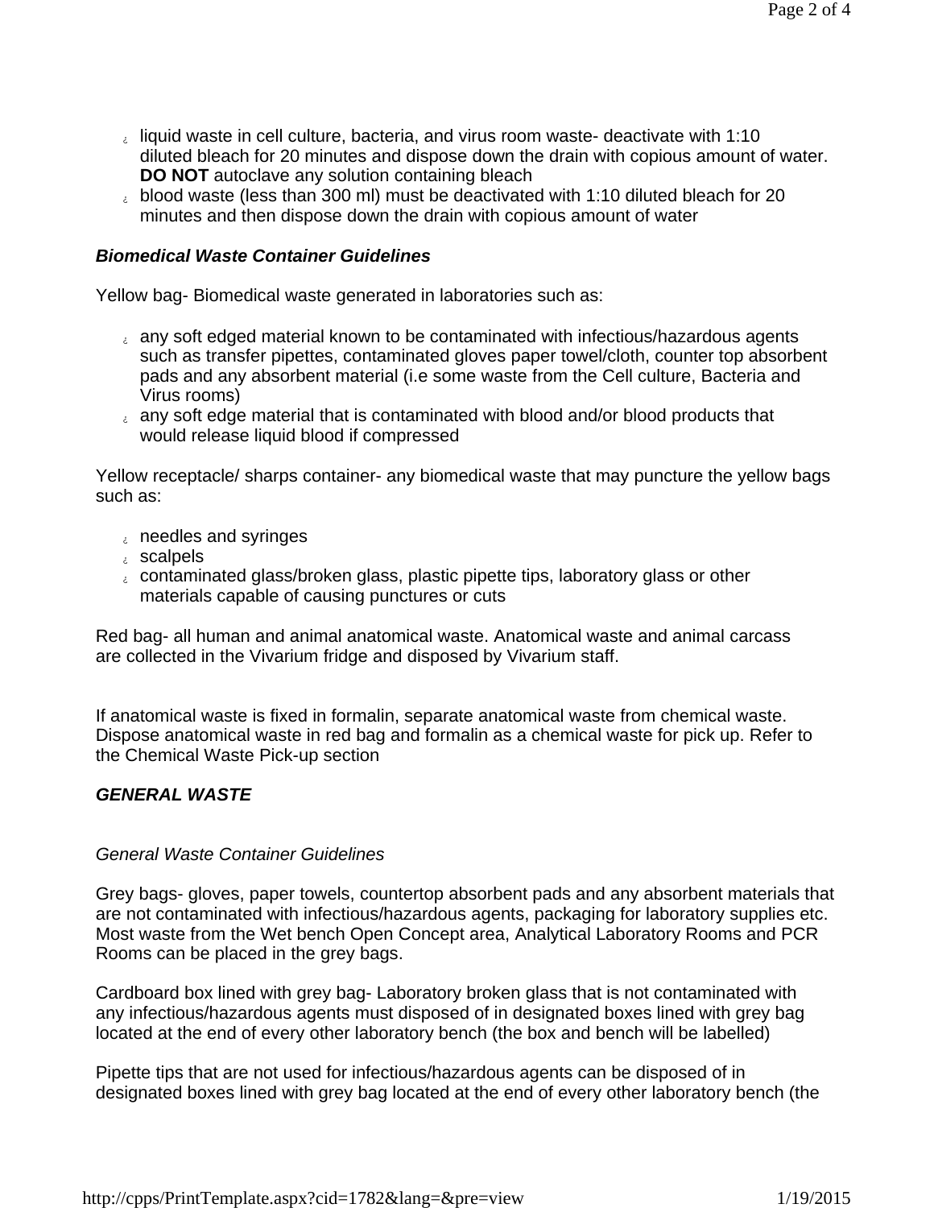- liquid waste in cell culture, bacteria, and virus room waste- deactivate with 1:10 diluted bleach for 20 minutes and dispose down the drain with copious amount of water. **DO NOT** autoclave any solution containing bleach
- blood waste (less than 300 ml) must be deactivated with 1:10 diluted bleach for 20 minutes and then dispose down the drain with copious amount of water

### *Biomedical Waste Container Guidelines*

Yellow bag- Biomedical waste generated in laboratories such as:

- any soft edged material known to be contaminated with infectious/hazardous agents such as transfer pipettes, contaminated gloves paper towel/cloth, counter top absorbent pads and any absorbent material (i.e some waste from the Cell culture, Bacteria and Virus rooms)
- any soft edge material that is contaminated with blood and/or blood products that would release liquid blood if compressed

Yellow receptacle/ sharps container- any biomedical waste that may puncture the yellow bags such as:

- needles and syringes
- scalpels
- contaminated glass/broken glass, plastic pipette tips, laboratory glass or other materials capable of causing punctures or cuts

Red bag- all human and animal anatomical waste. Anatomical waste and animal carcass are collected in the Vivarium fridge and disposed by Vivarium staff.

If anatomical waste is fixed in formalin, separate anatomical waste from chemical waste. Dispose anatomical waste in red bag and formalin as a chemical waste for pick up. Refer to the Chemical Waste Pick-up section

### *GENERAL WASTE*

*General Waste Container Guidelines*

Grey bags- gloves, paper towels, countertop absorbent pads and any absorbent materials that are not contaminated with infectious/hazardous agents, packaging for laboratory supplies etc. Most waste from the Wet bench Open Concept area, Analytical Laboratory Rooms and PCR Rooms can be placed in the grey bags.

Cardboard box lined with grey bag- Laboratory broken glass that is not contaminated with any infectious/hazardous agents must disposed of in designated boxes lined with grey bag located at the end of every other laboratory bench (the box and bench will be labelled)

Pipette tips that are not used for infectious/hazardous agents can be disposed of in designated boxes lined with grey bag located at the end of every other laboratory bench (the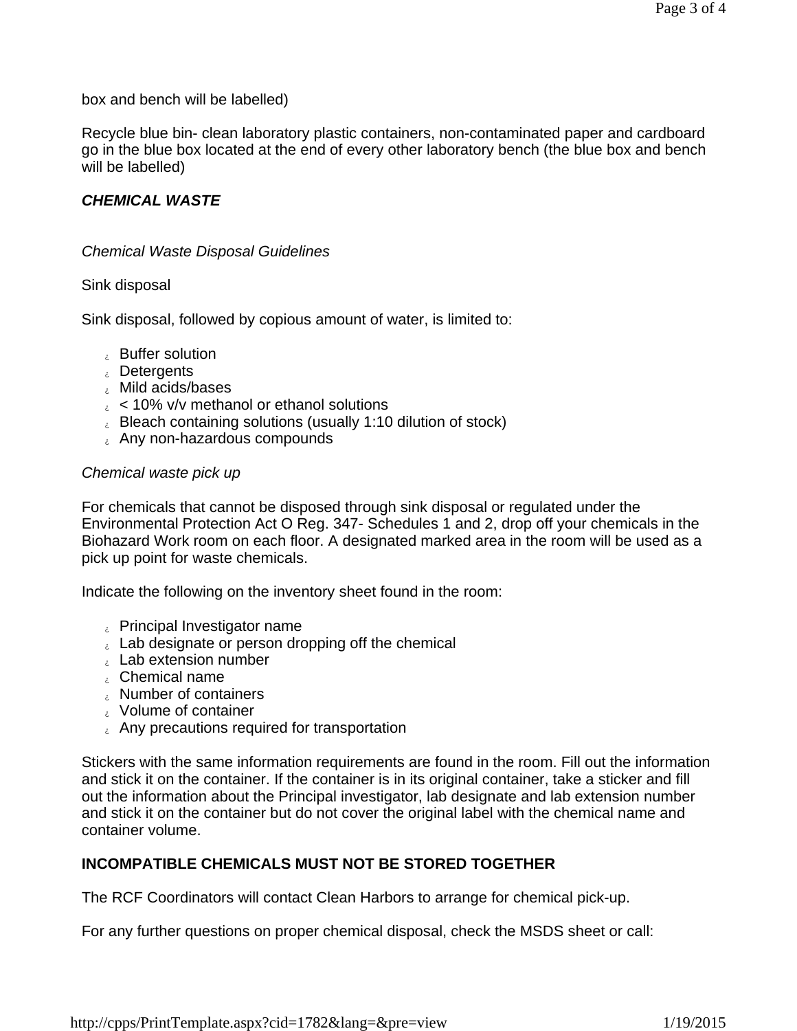box and bench will be labelled)

Recycle blue bin- clean laboratory plastic containers, non-contaminated paper and cardboard go in the blue box located at the end of every other laboratory bench (the blue box and bench will be labelled)

## ***CHEMICAL WASTE***

### *Chemical Waste Disposal Guidelines*

Sink disposal

Sink disposal, followed by copious amount of water, is limited to:

- Buffer solution
- Detergents
- Mild acids/bases
- < 10% v/v methanol or ethanol solutions
- Bleach containing solutions (usually 1:10 dilution of stock)
- Any non-hazardous compounds

### *Chemical waste pick up*

For chemicals that cannot be disposed through sink disposal or regulated under the Environmental Protection Act O Reg. 347- Schedules 1 and 2, drop off your chemicals in the Biohazard Work room on each floor. A designated marked area in the room will be used as a pick up point for waste chemicals.

Indicate the following on the inventory sheet found in the room:

- Principal Investigator name
- Lab designate or person dropping off the chemical
- Lab extension number
- Chemical name
- Number of containers
- Volume of container
- Any precautions required for transportation

Stickers with the same information requirements are found in the room. Fill out the information and stick it on the container. If the container is in its original container, take a sticker and fill out the information about the Principal investigator, lab designate and lab extension number and stick it on the container but do not cover the original label with the chemical name and container volume.

**INCOMPATIBLE CHEMICALS MUST NOT BE STORED TOGETHER**

The RCF Coordinators will contact Clean Harbors to arrange for chemical pick-up.

For any further questions on proper chemical disposal, check the MSDS sheet or call: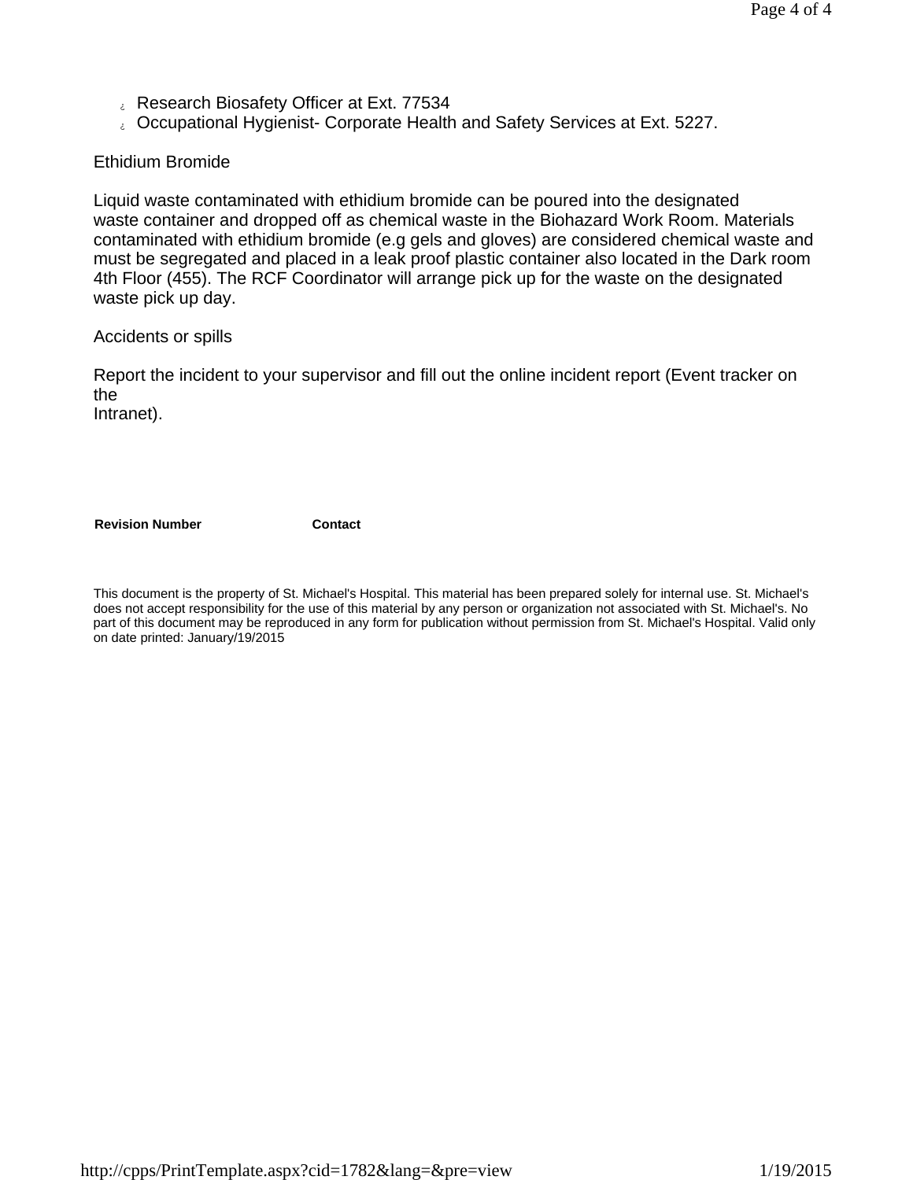- Research Biosafety Officer at Ext. 77534
- Occupational Hygienist- Corporate Health and Safety Services at Ext. 5227.

Ethidium Bromide

Liquid waste contaminated with ethidium bromide can be poured into the designated waste container and dropped off as chemical waste in the Biohazard Work Room. Materials contaminated with ethidium bromide (e.g gels and gloves) are considered chemical waste and must be segregated and placed in a leak proof plastic container also located in the Dark room 4th Floor (455). The RCF Coordinator will arrange pick up for the waste on the designated waste pick up day.

Accidents or spills

Report the incident to your supervisor and fill out the online incident report (Event tracker on the Intranet).

| **Revision Number** | **Contact** |
|---|---|

This document is the property of St. Michael's Hospital. This material has been prepared solely for internal use. St. Michael's does not accept responsibility for the use of this material by any person or organization not associated with St. Michael's. No part of this document may be reproduced in any form for publication without permission from St. Michael's Hospital. Valid only on date printed: January/19/2015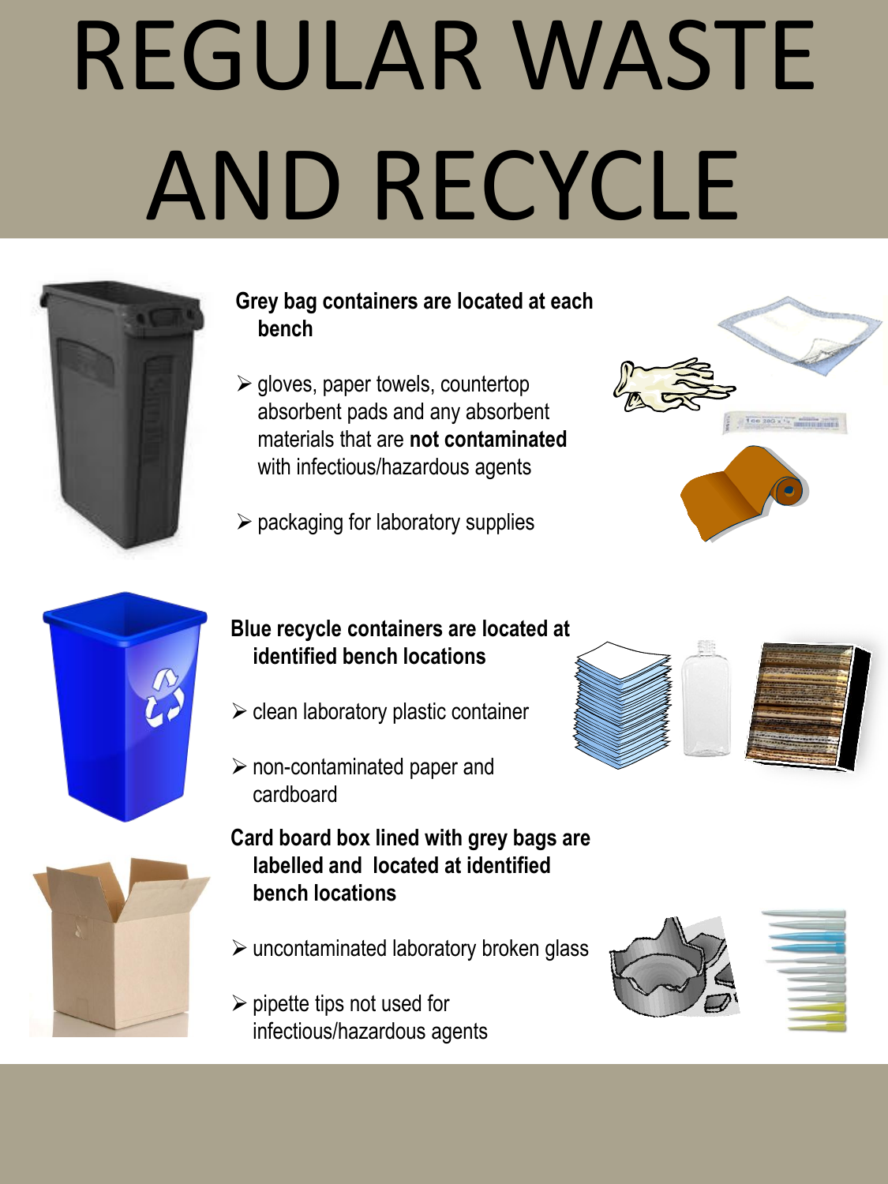# REGULAR WASTE AND RECYCLE

**Grey bag containers are located at each bench**

- gloves, paper towels, countertop absorbent pads and any absorbent materials that are **not contaminated** with infectious/hazardous agents
- packaging for laboratory supplies

**Blue recycle containers are located at identified bench locations**

- clean laboratory plastic container
- non-contaminated paper and cardboard

**Card board box lined with grey bags are labelled and located at identified bench locations**

- uncontaminated laboratory broken glass
- pipette tips not used for infectious/hazardous agents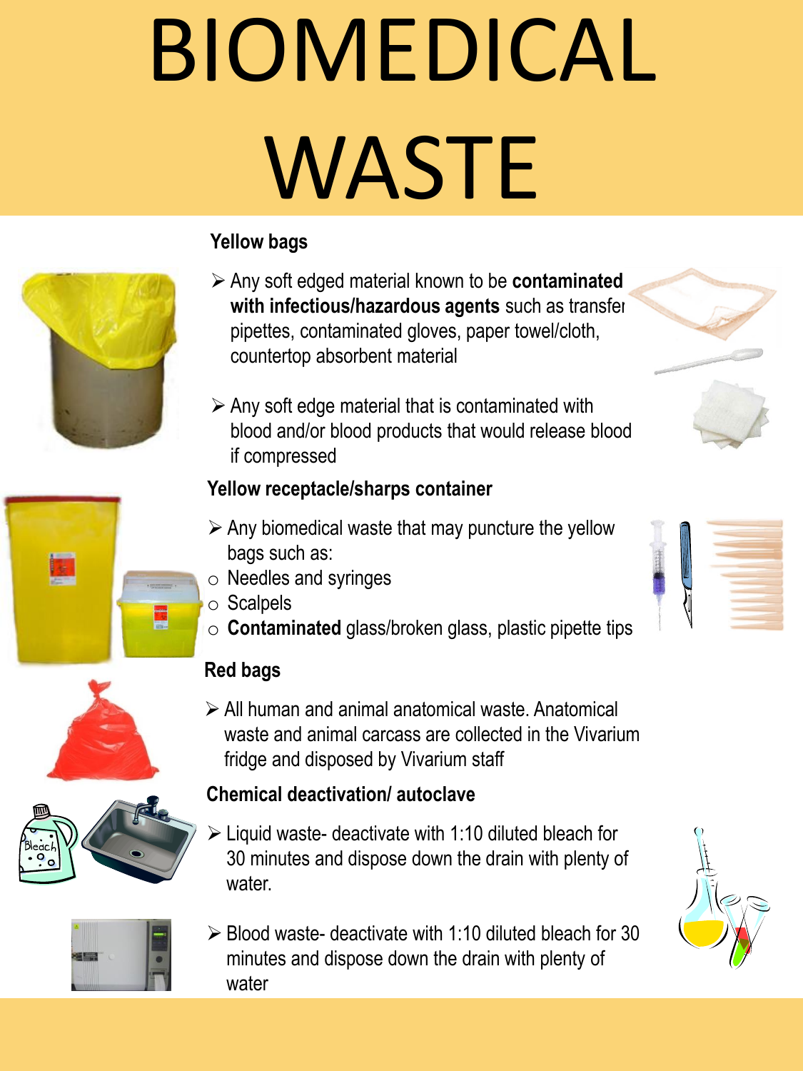# BIOMEDICAL WASTE

### Yellow bags

- Any soft edged material known to be **contaminated with infectious/hazardous agents** such as transfer pipettes, contaminated gloves, paper towel/cloth, countertop absorbent material
- Any soft edge material that is contaminated with blood and/or blood products that would release blood if compressed

### Yellow receptacle/sharps container

- Any biomedical waste that may puncture the yellow bags such as:
  - Needles and syringes
  - Scalpels
  - **Contaminated** glass/broken glass, plastic pipette tips

### Red bags

- All human and animal anatomical waste. Anatomical waste and animal carcass are collected in the Vivarium fridge and disposed by Vivarium staff

### Chemical deactivation/ autoclave

- Liquid waste- deactivate with 1:10 diluted bleach for 30 minutes and dispose down the drain with plenty of water.
- Blood waste- deactivate with 1:10 diluted bleach for 30 minutes and dispose down the drain with plenty of water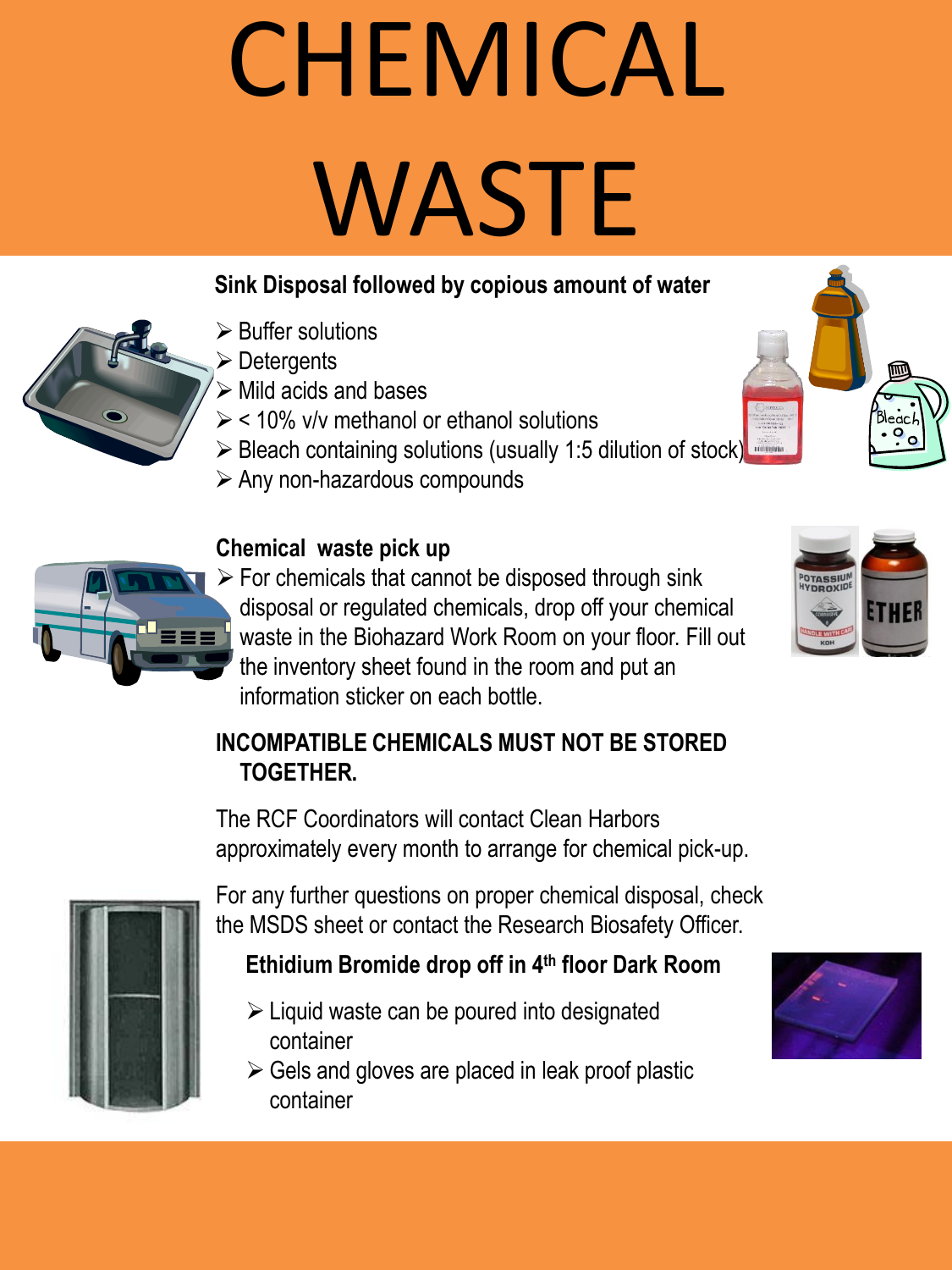# CHEMICAL WASTE

**Sink Disposal followed by copious amount of water**

- Buffer solutions
- Detergents
- Mild acids and bases
- < 10% v/v methanol or ethanol solutions
- Bleach containing solutions (usually 1:5 dilution of stock)
- Any non-hazardous compounds

**Chemical waste pick up**

- For chemicals that cannot be disposed through sink disposal or regulated chemicals, drop off your chemical waste in the Biohazard Work Room on your floor. Fill out the inventory sheet found in the room and put an information sticker on each bottle.

**INCOMPATIBLE CHEMICALS MUST NOT BE STORED TOGETHER.**

The RCF Coordinators will contact Clean Harbors approximately every month to arrange for chemical pick-up.

For any further questions on proper chemical disposal, check the MSDS sheet or contact the Research Biosafety Officer.

**Ethidium Bromide drop off in 4th floor Dark Room**

- Liquid waste can be poured into designated container
- Gels and gloves are placed in leak proof plastic container